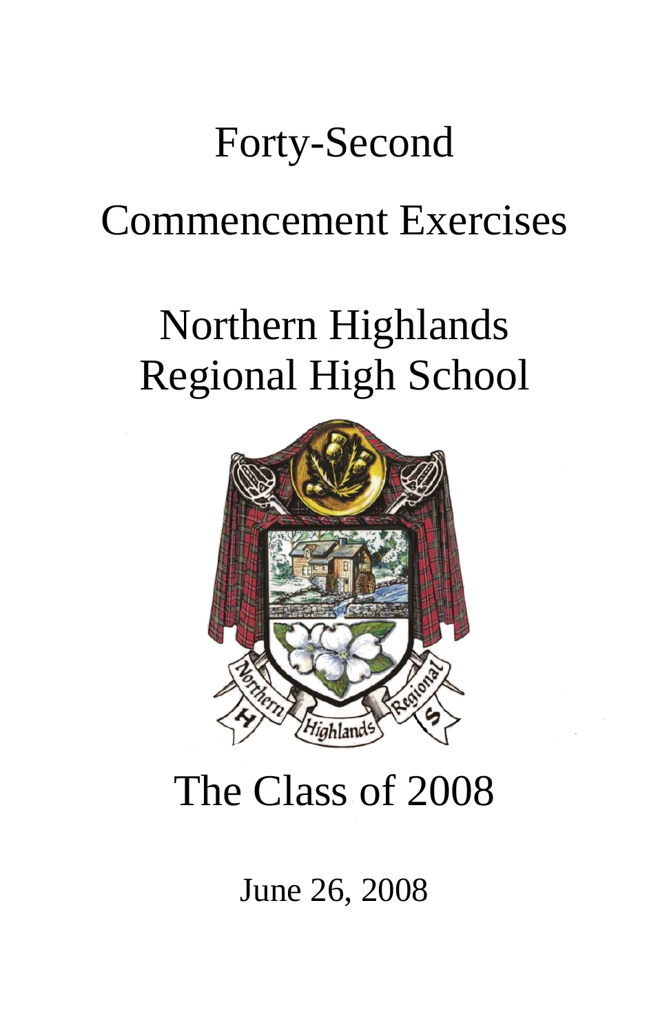# Forty-Second

# Commencement Exercises

# Northern Highlands Regional High School

## The Class of 2008

June 26, 2008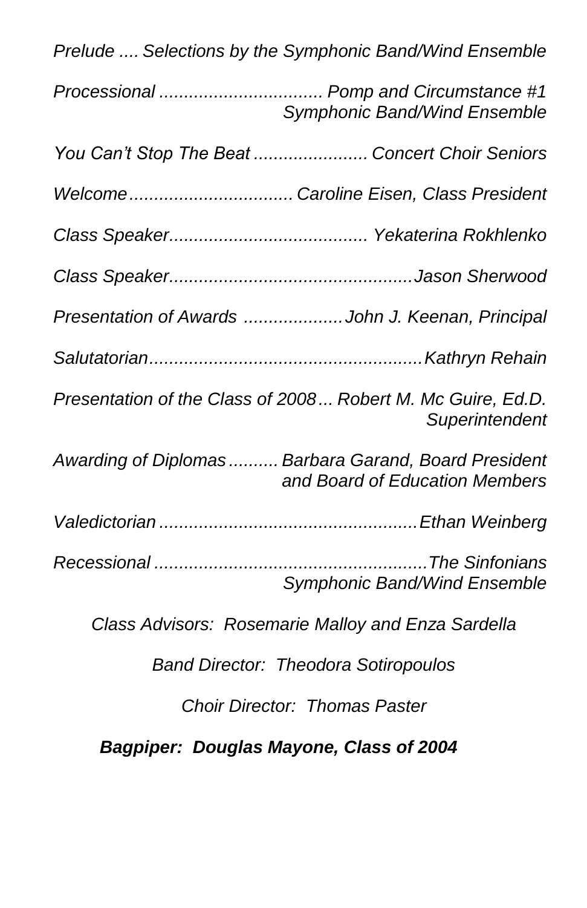*Prelude .... Selections by the Symphonic Band/Wind Ensemble*

*Processional ................................ Pomp and Circumstance #1*
*Symphonic Band/Wind Ensemble*

*You Can't Stop The Beat ...................... Concert Choir Seniors*

*Welcome................................ Caroline Eisen, Class President*

*Class Speaker....................................... Yekaterina Rokhlenko*

*Class Speaker................................................Jason Sherwood*

*Presentation of Awards ....................John J. Keenan, Principal*

*Salutatorian......................................................Kathryn Rehain*

*Presentation of the Class of 2008 ... Robert M. Mc Guire, Ed.D.*
*Superintendent*

*Awarding of Diplomas .......... Barbara Garand, Board President*
*and Board of Education Members*

*Valedictorian ...................................................Ethan Weinberg*

*Recessional ......................................................The Sinfonians*
*Symphonic Band/Wind Ensemble*

*Class Advisors: Rosemarie Malloy and Enza Sardella*

*Band Director: Theodora Sotiropoulos*

*Choir Director: Thomas Paster*

***Bagpiper: Douglas Mayone, Class of 2004***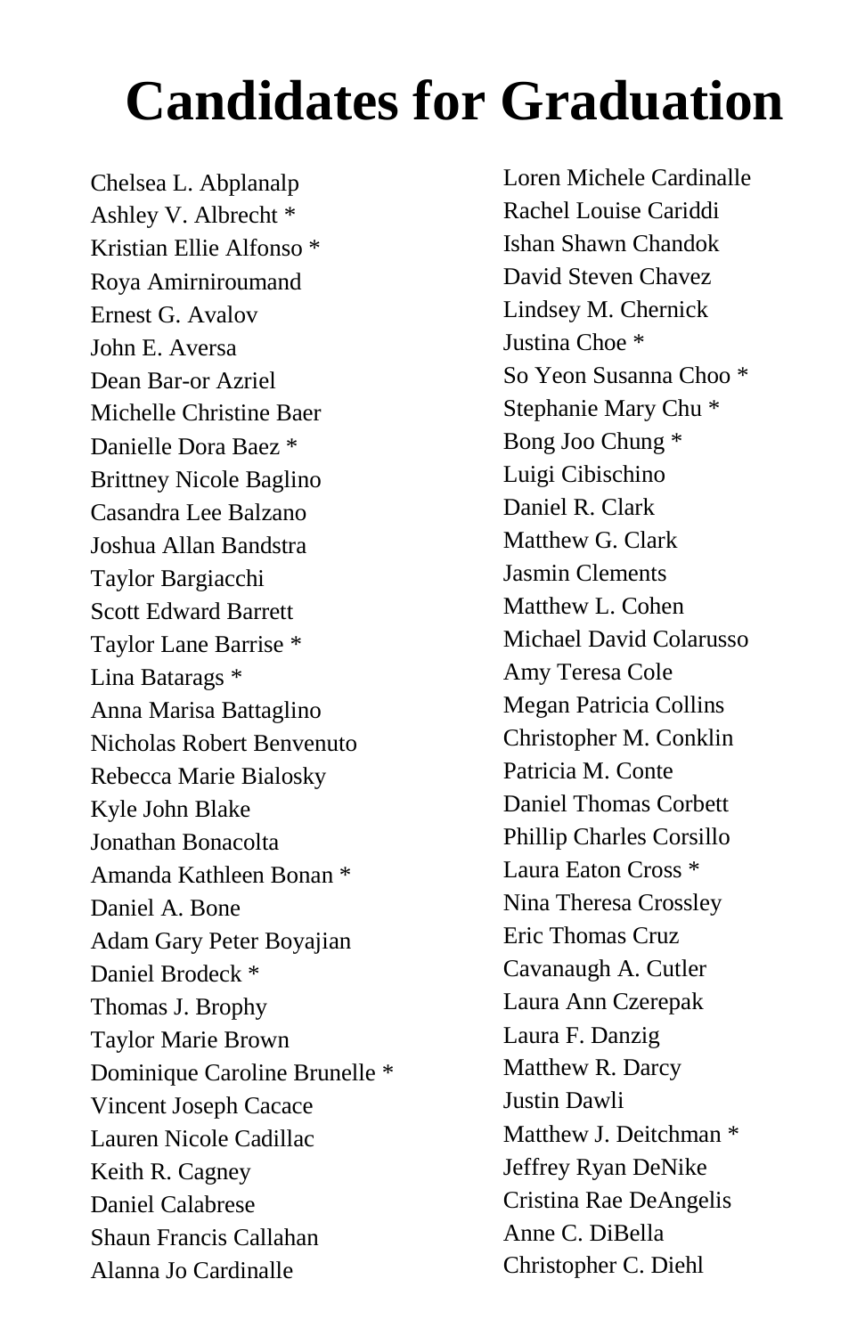# Candidates for Graduation

Chelsea L. Abplanalp
Ashley V. Albrecht *
Kristian Ellie Alfonso *
Roya Amirniroumand
Ernest G. Avalov
John E. Aversa
Dean Bar-or Azriel
Michelle Christine Baer
Danielle Dora Baez *
Brittney Nicole Baglino
Casandra Lee Balzano
Joshua Allan Bandstra
Taylor Bargiacchi
Scott Edward Barrett
Taylor Lane Barrise *
Lina Batarags *
Anna Marisa Battaglino
Nicholas Robert Benvenuto
Rebecca Marie Bialosky
Kyle John Blake
Jonathan Bonacolta
Amanda Kathleen Bonan *
Daniel A. Bone
Adam Gary Peter Boyajian
Daniel Brodeck *
Thomas J. Brophy
Taylor Marie Brown
Dominique Caroline Brunelle *
Vincent Joseph Cacace
Lauren Nicole Cadillac
Keith R. Cagney
Daniel Calabrese
Shaun Francis Callahan
Alanna Jo Cardinalle
Loren Michele Cardinalle
Rachel Louise Cariddi
Ishan Shawn Chandok
David Steven Chavez
Lindsey M. Chernick
Justina Choe *
So Yeon Susanna Choo *
Stephanie Mary Chu *
Bong Joo Chung *
Luigi Cibischino
Daniel R. Clark
Matthew G. Clark
Jasmin Clements
Matthew L. Cohen
Michael David Colarusso
Amy Teresa Cole
Megan Patricia Collins
Christopher M. Conklin
Patricia M. Conte
Daniel Thomas Corbett
Phillip Charles Corsillo
Laura Eaton Cross *
Nina Theresa Crossley
Eric Thomas Cruz
Cavanaugh A. Cutler
Laura Ann Czerepak
Laura F. Danzig
Matthew R. Darcy
Justin Dawli
Matthew J. Deitchman *
Jeffrey Ryan DeNike
Cristina Rae DeAngelis
Anne C. DiBella
Christopher C. Diehl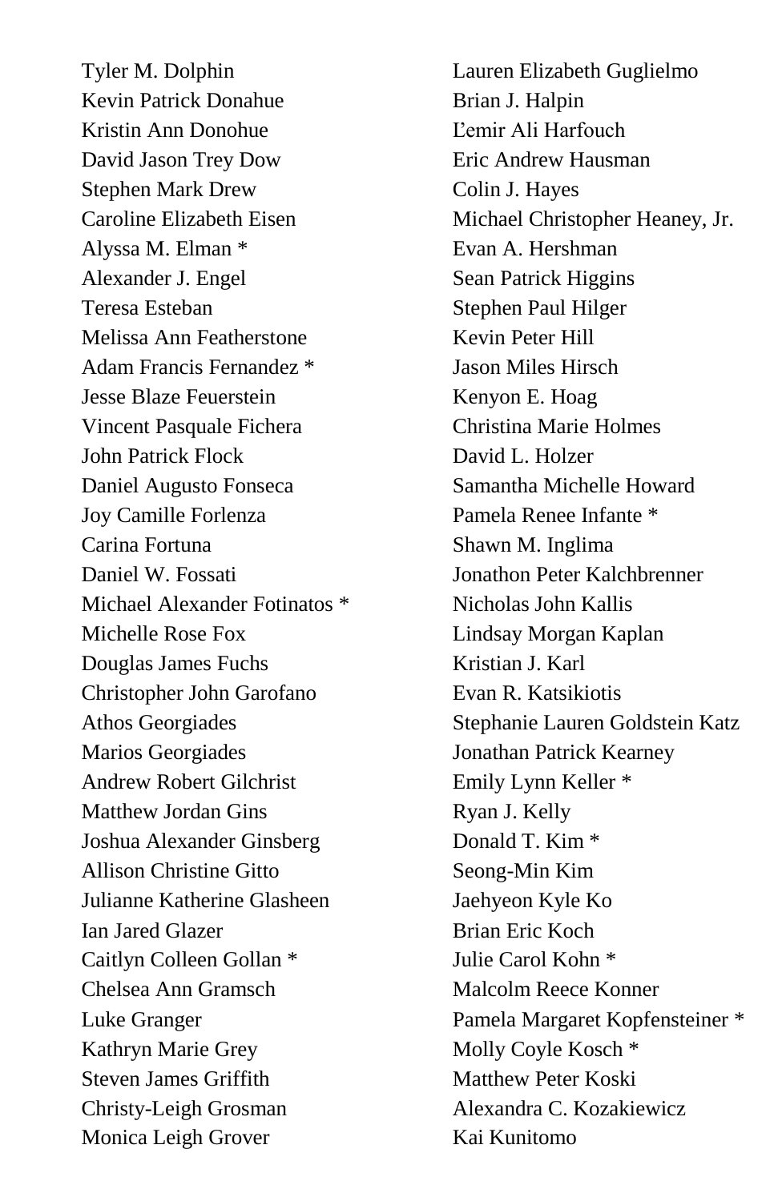Tyler M. Dolphin
Kevin Patrick Donahue
Kristin Ann Donohue
David Jason Trey Dow
Stephen Mark Drew
Caroline Elizabeth Eisen
Alyssa M. Elman *
Alexander J. Engel
Teresa Esteban
Melissa Ann Featherstone
Adam Francis Fernandez *
Jesse Blaze Feuerstein
Vincent Pasquale Fichera
John Patrick Flock
Daniel Augusto Fonseca
Joy Camille Forlenza
Carina Fortuna
Daniel W. Fossati
Michael Alexander Fotinatos *
Michelle Rose Fox
Douglas James Fuchs
Christopher John Garofano
Athos Georgiades
Marios Georgiades
Andrew Robert Gilchrist
Matthew Jordan Gins
Joshua Alexander Ginsberg
Allison Christine Gitto
Julianne Katherine Glasheen
Ian Jared Glazer
Caitlyn Colleen Gollan *
Chelsea Ann Gramsch
Luke Granger
Kathryn Marie Grey
Steven James Griffith
Christy-Leigh Grosman
Monica Leigh Grover
Lauren Elizabeth Guglielmo
Brian J. Halpin
L'emir Ali Harfouch
Eric Andrew Hausman
Colin J. Hayes
Michael Christopher Heaney, Jr.
Evan A. Hershman
Sean Patrick Higgins
Stephen Paul Hilger
Kevin Peter Hill
Jason Miles Hirsch
Kenyon E. Hoag
Christina Marie Holmes
David L. Holzer
Samantha Michelle Howard
Pamela Renee Infante *
Shawn M. Inglima
Jonathon Peter Kalchbrenner
Nicholas John Kallis
Lindsay Morgan Kaplan
Kristian J. Karl
Evan R. Katsikiotis
Stephanie Lauren Goldstein Katz
Jonathan Patrick Kearney
Emily Lynn Keller *
Ryan J. Kelly
Donald T. Kim *
Seong-Min Kim
Jaehyeon Kyle Ko
Brian Eric Koch
Julie Carol Kohn *
Malcolm Reece Konner
Pamela Margaret Kopfensteiner *
Molly Coyle Kosch *
Matthew Peter Koski
Alexandra C. Kozakiewicz
Kai Kunitomo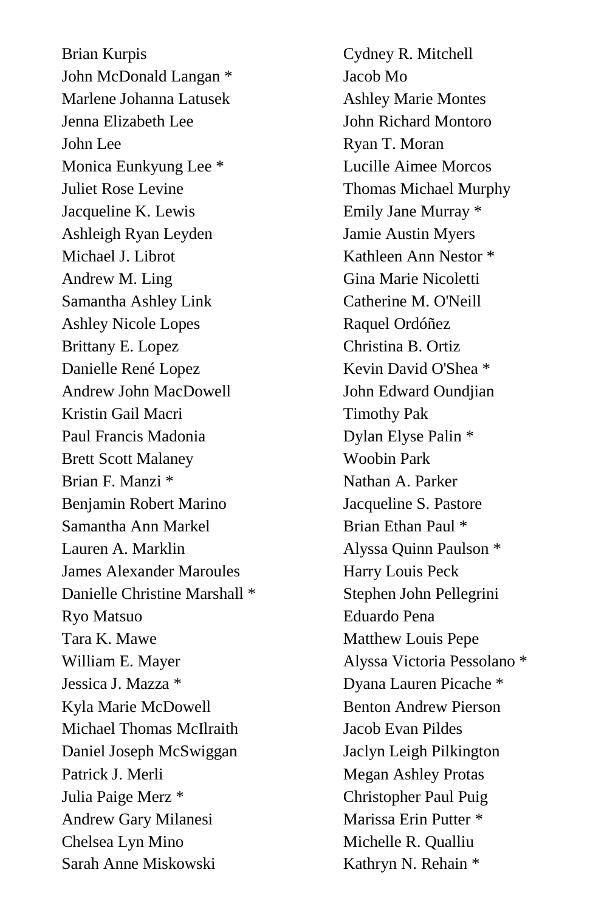Brian Kurpis
John McDonald Langan *
Marlene Johanna Latusek
Jenna Elizabeth Lee
John Lee
Monica Eunkyung Lee *
Juliet Rose Levine
Jacqueline K. Lewis
Ashleigh Ryan Leyden
Michael J. Librot
Andrew M. Ling
Samantha Ashley Link
Ashley Nicole Lopes
Brittany E. Lopez
Danielle René Lopez
Andrew John MacDowell
Kristin Gail Macri
Paul Francis Madonia
Brett Scott Malaney
Brian F. Manzi *
Benjamin Robert Marino
Samantha Ann Markel
Lauren A. Marklin
James Alexander Maroules
Danielle Christine Marshall *
Ryo Matsuo
Tara K. Mawe
William E. Mayer
Jessica J. Mazza *
Kyla Marie McDowell
Michael Thomas McIlraith
Daniel Joseph McSwiggan
Patrick J. Merli
Julia Paige Merz *
Andrew Gary Milanesi
Chelsea Lyn Mino
Sarah Anne Miskowski
Cydney R. Mitchell
Jacob Mo
Ashley Marie Montes
John Richard Montoro
Ryan T. Moran
Lucille Aimee Morcos
Thomas Michael Murphy
Emily Jane Murray *
Jamie Austin Myers
Kathleen Ann Nestor *
Gina Marie Nicoletti
Catherine M. O'Neill
Raquel Ordóñez
Christina B. Ortiz
Kevin David O'Shea *
John Edward Oundjian
Timothy Pak
Dylan Elyse Palin *
Woobin Park
Nathan A. Parker
Jacqueline S. Pastore
Brian Ethan Paul *
Alyssa Quinn Paulson *
Harry Louis Peck
Stephen John Pellegrini
Eduardo Pena
Matthew Louis Pepe
Alyssa Victoria Pessolano *
Dyana Lauren Picache *
Benton Andrew Pierson
Jacob Evan Pildes
Jaclyn Leigh Pilkington
Megan Ashley Protas
Christopher Paul Puig
Marissa Erin Putter *
Michelle R. Qualliu
Kathryn N. Rehain *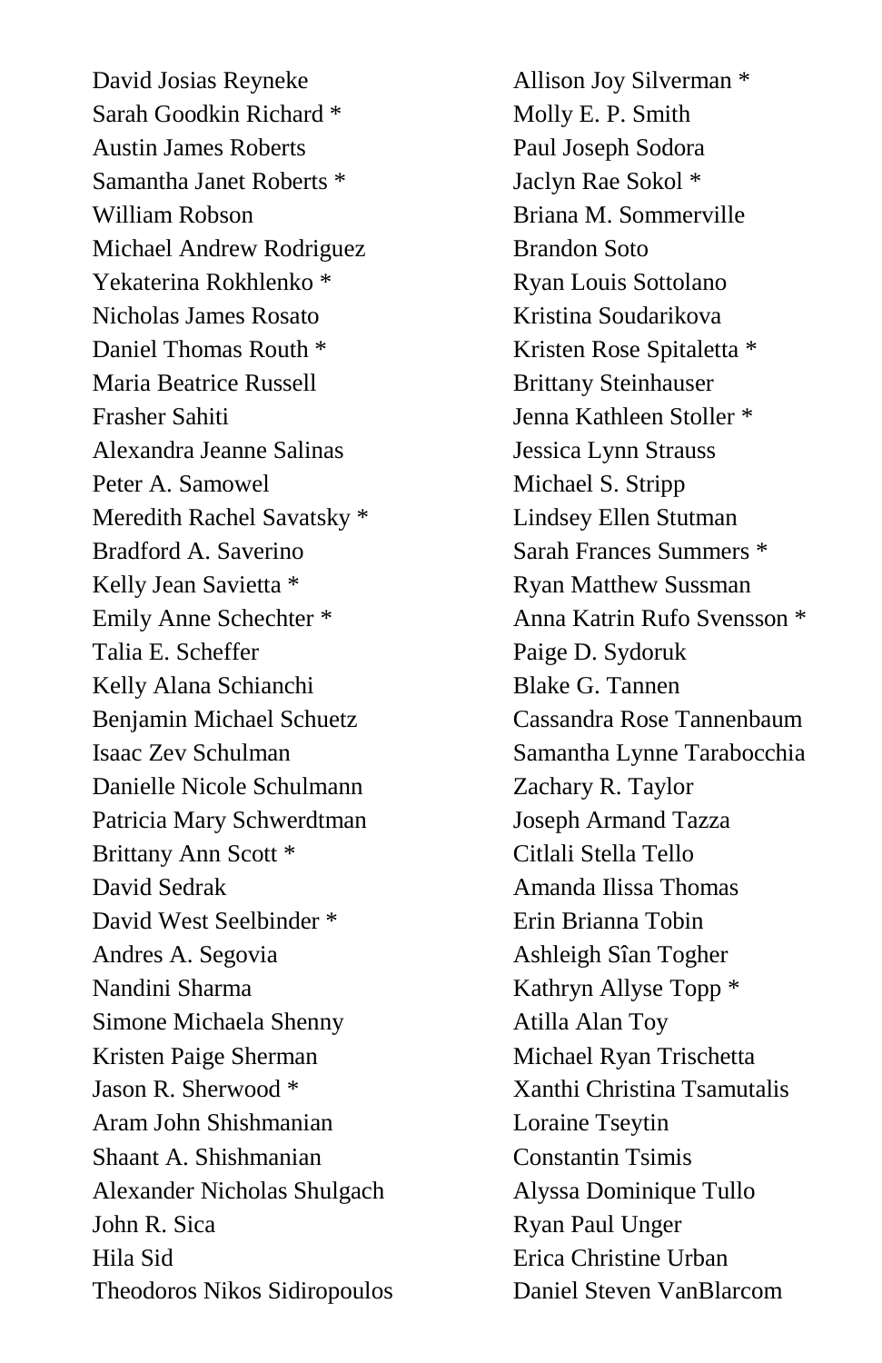David Josias Reyneke
Sarah Goodkin Richard *
Austin James Roberts
Samantha Janet Roberts *
William Robson
Michael Andrew Rodriguez
Yekaterina Rokhlenko *
Nicholas James Rosato
Daniel Thomas Routh *
Maria Beatrice Russell
Frasher Sahiti
Alexandra Jeanne Salinas
Peter A. Samowel
Meredith Rachel Savatsky *
Bradford A. Saverino
Kelly Jean Savietta *
Emily Anne Schechter *
Talia E. Scheffer
Kelly Alana Schianchi
Benjamin Michael Schuetz
Isaac Zev Schulman
Danielle Nicole Schulmann
Patricia Mary Schwerdtman
Brittany Ann Scott *
David Sedrak
David West Seelbinder *
Andres A. Segovia
Nandini Sharma
Simone Michaela Shenny
Kristen Paige Sherman
Jason R. Sherwood *
Aram John Shishmanian
Shaant A. Shishmanian
Alexander Nicholas Shulgach
John R. Sica
Hila Sid
Theodoros Nikos Sidiropoulos
Allison Joy Silverman *
Molly E. P. Smith
Paul Joseph Sodora
Jaclyn Rae Sokol *
Briana M. Sommerville
Brandon Soto
Ryan Louis Sottolano
Kristina Soudarikova
Kristen Rose Spitaletta *
Brittany Steinhauser
Jenna Kathleen Stoller *
Jessica Lynn Strauss
Michael S. Stripp
Lindsey Ellen Stutman
Sarah Frances Summers *
Ryan Matthew Sussman
Anna Katrin Rufo Svensson *
Paige D. Sydoruk
Blake G. Tannen
Cassandra Rose Tannenbaum
Samantha Lynne Tarabocchia
Zachary R. Taylor
Joseph Armand Tazza
Citlali Stella Tello
Amanda Ilissa Thomas
Erin Brianna Tobin
Ashleigh Sîan Togher
Kathryn Allyse Topp *
Atilla Alan Toy
Michael Ryan Trischetta
Xanthi Christina Tsamutalis
Loraine Tseytin
Constantin Tsimis
Alyssa Dominique Tullo
Ryan Paul Unger
Erica Christine Urban
Daniel Steven VanBlarcom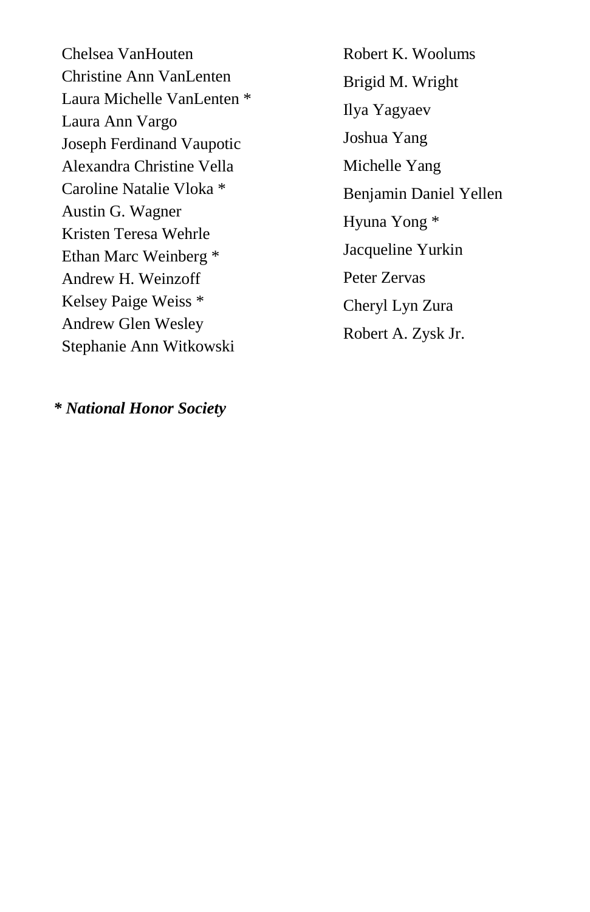Chelsea VanHouten
Christine Ann VanLenten
Laura Michelle VanLenten *
Laura Ann Vargo
Joseph Ferdinand Vaupotic
Alexandra Christine Vella
Caroline Natalie Vloka *
Austin G. Wagner
Kristen Teresa Wehrle
Ethan Marc Weinberg *
Andrew H. Weinzoff
Kelsey Paige Weiss *
Andrew Glen Wesley
Stephanie Ann Witkowski
Robert K. Woolums
Brigid M. Wright
Ilya Yagyaev
Joshua Yang
Michelle Yang
Benjamin Daniel Yellen
Hyuna Yong *
Jacqueline Yurkin
Peter Zervas
Cheryl Lyn Zura
Robert A. Zysk Jr.

***\* National Honor Society***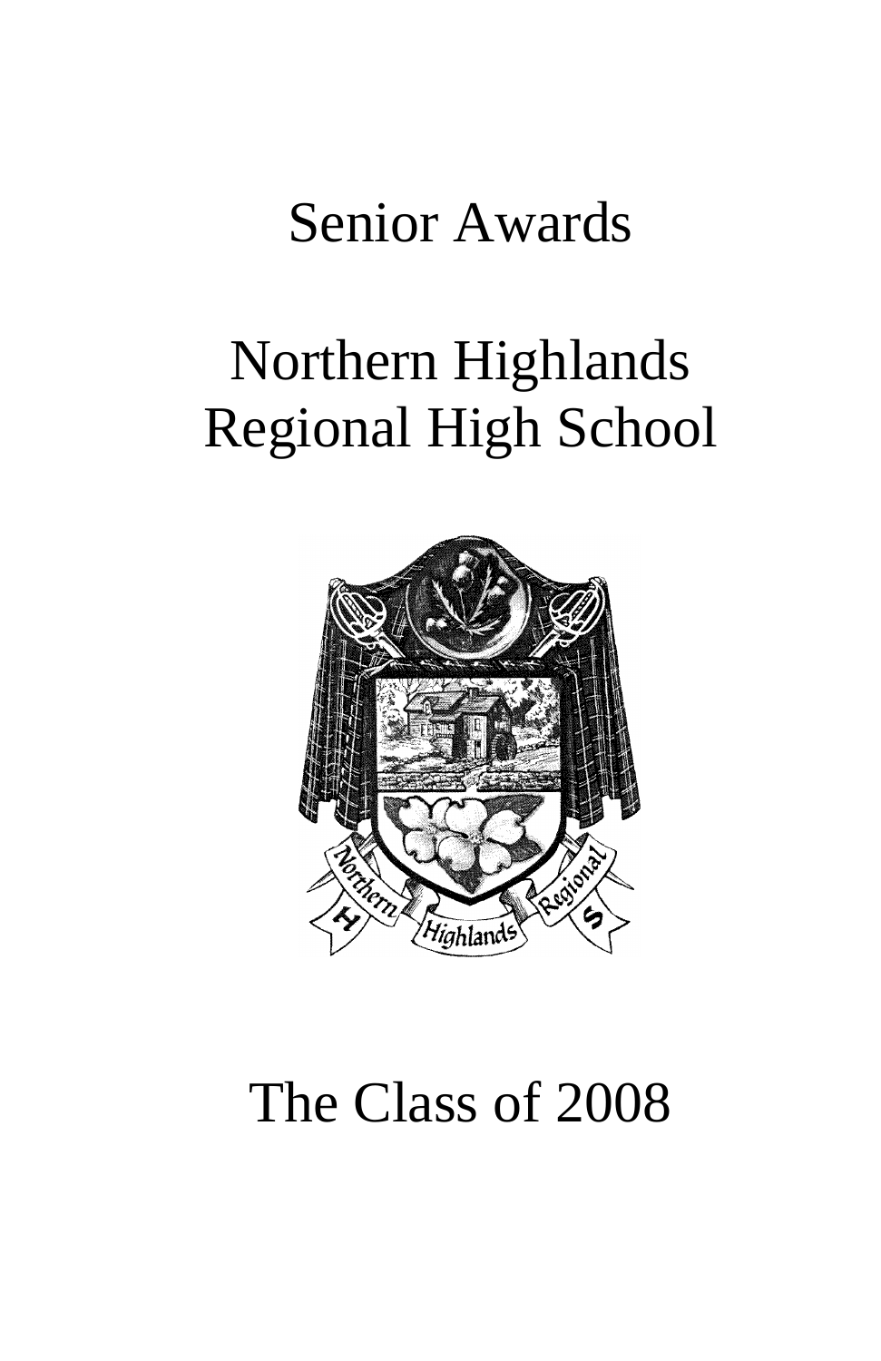# Senior Awards

# Northern Highlands Regional High School

# The Class of 2008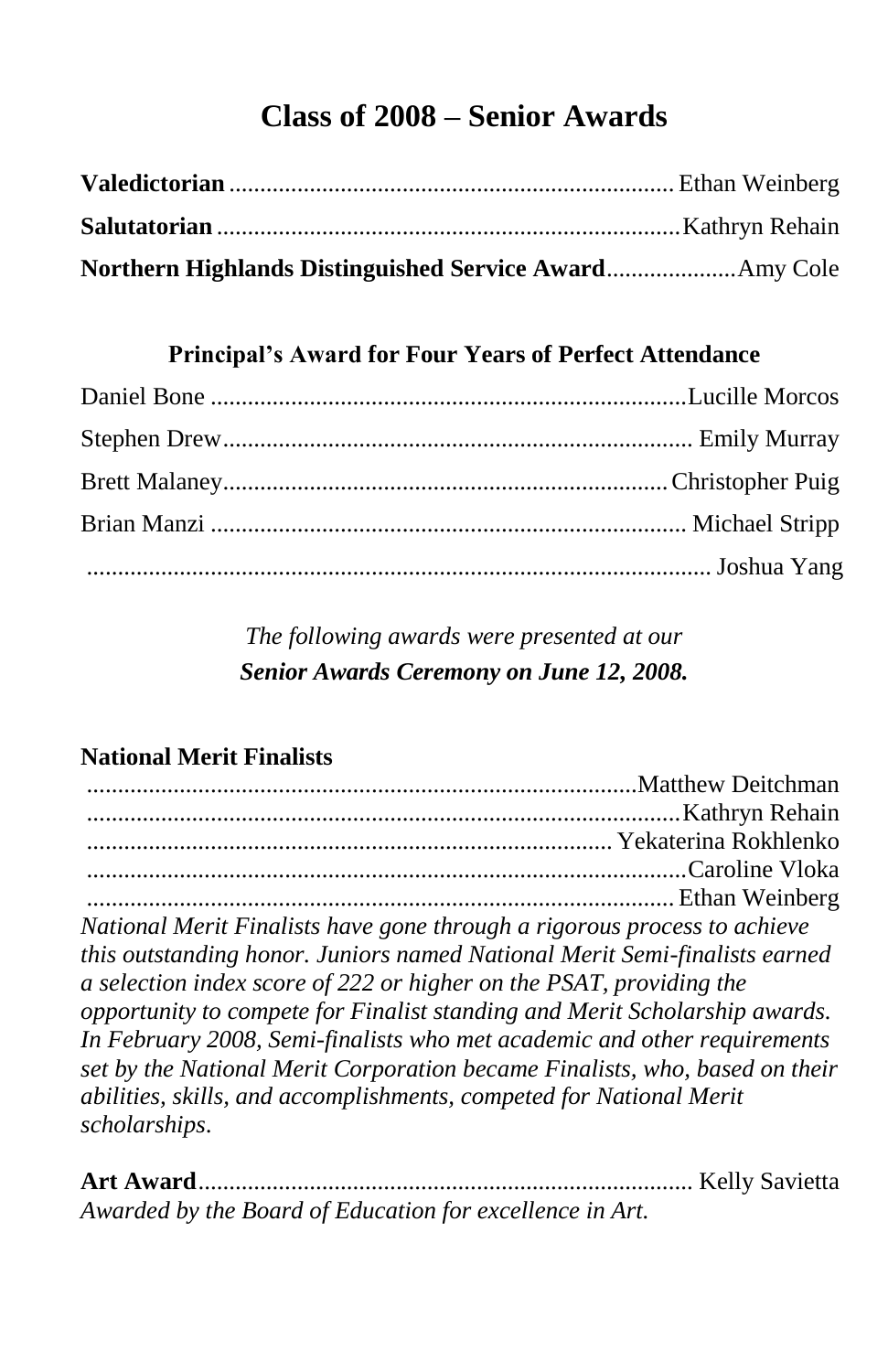# Class of 2008 – Senior Awards

**Valedictorian** ........................................................................ Ethan Weinberg

**Salutatorian** .......................................................................... Kathryn Rehain

**Northern Highlands Distinguished Service Award** ..................... Amy Cole

### Principal's Award for Four Years of Perfect Attendance

Daniel Bone ............................................................................ Lucille Morcos

Stephen Drew ........................................................................... Emily Murray

Brett Malaney ....................................................................... Christopher Puig

Brian Manzi ............................................................................. Michael Stripp

.................................................................................................... Joshua Yang

*The following awards were presented at our*
***Senior Awards Ceremony on June 12, 2008.***

**National Merit Finalists**

........................................................................................ Matthew Deitchman
................................................................................................ Kathryn Rehain
.................................................................................... Yekaterina Rokhlenko
................................................................................................. Caroline Vloka
................................................................................................ Ethan Weinberg

*National Merit Finalists have gone through a rigorous process to achieve this outstanding honor. Juniors named National Merit Semi-finalists earned a selection index score of 222 or higher on the PSAT, providing the opportunity to compete for Finalist standing and Merit Scholarship awards. In February 2008, Semi-finalists who met academic and other requirements set by the National Merit Corporation became Finalists, who, based on their abilities, skills, and accomplishments, competed for National Merit scholarships.*

**Art Award** ............................................................................... Kelly Savietta
*Awarded by the Board of Education for excellence in Art.*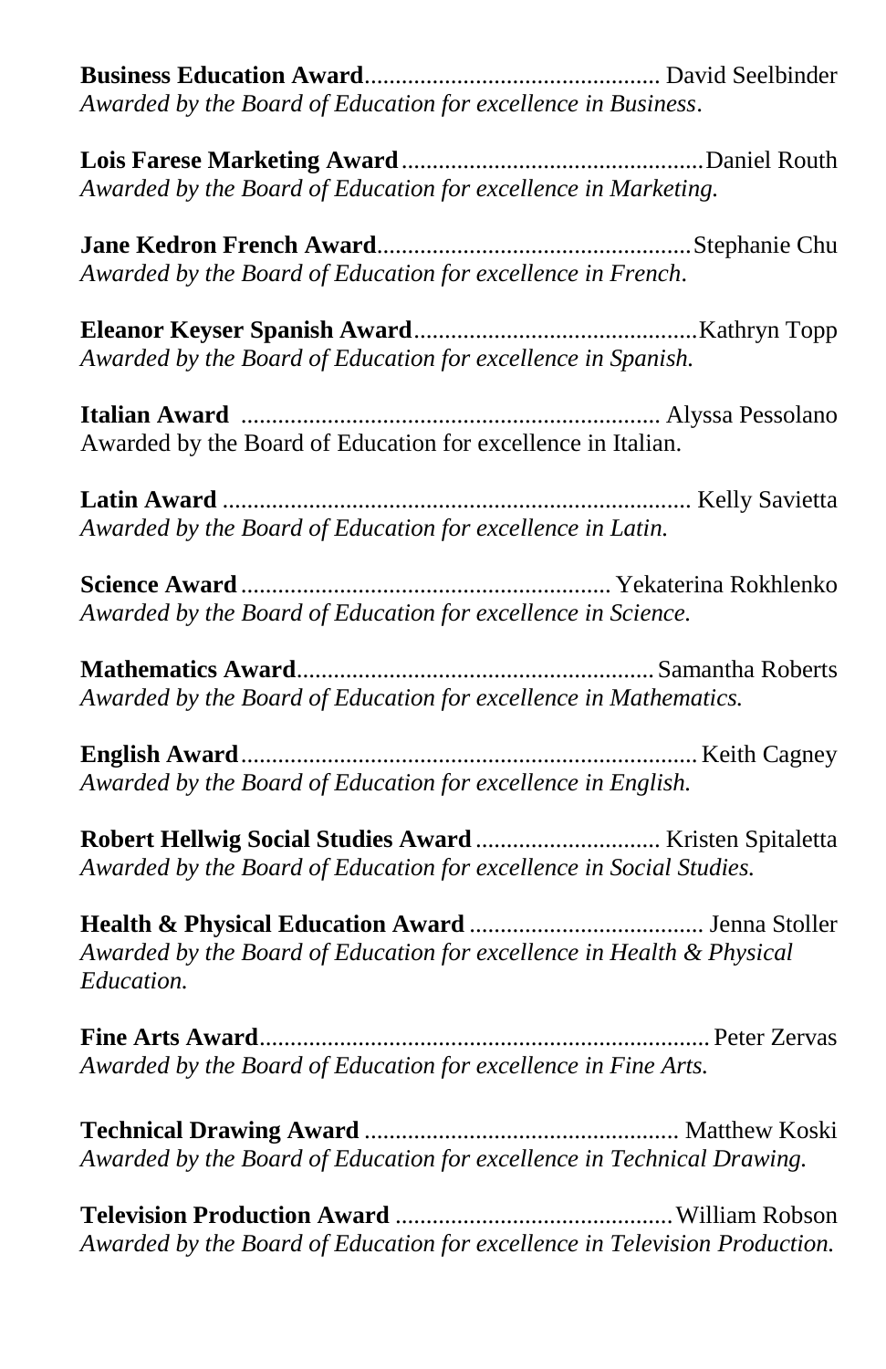**Business Education Award**................................................ David Seelbinder
*Awarded by the Board of Education for excellence in Business*.

**Lois Farese Marketing Award**.................................................Daniel Routh
*Awarded by the Board of Education for excellence in Marketing.*

**Jane Kedron French Award**...................................................Stephanie Chu
*Awarded by the Board of Education for excellence in French*.

**Eleanor Keyser Spanish Award**..............................................Kathryn Topp
*Awarded by the Board of Education for excellence in Spanish.*

**Italian Award** .................................................................... Alyssa Pessolano
Awarded by the Board of Education for excellence in Italian.

**Latin Award** ............................................................................ Kelly Savietta
*Awarded by the Board of Education for excellence in Latin.*

**Science Award** ........................................................... Yekaterina Rokhlenko
*Awarded by the Board of Education for excellence in Science.*

**Mathematics Award**.........................................................Samantha Roberts
*Awarded by the Board of Education for excellence in Mathematics.*

**English Award**......................................................................... Keith Cagney
*Awarded by the Board of Education for excellence in English.*

**Robert Hellwig Social Studies Award** .............................. Kristen Spitaletta
*Awarded by the Board of Education for excellence in Social Studies.*

**Health & Physical Education Award** ...................................... Jenna Stoller
*Awarded by the Board of Education for excellence in Health & Physical Education.*

**Fine Arts Award**......................................................................... Peter Zervas
*Awarded by the Board of Education for excellence in Fine Arts.*

**Technical Drawing Award** ................................................... Matthew Koski
*Awarded by the Board of Education for excellence in Technical Drawing.*

**Television Production Award** .............................................William Robson
*Awarded by the Board of Education for excellence in Television Production.*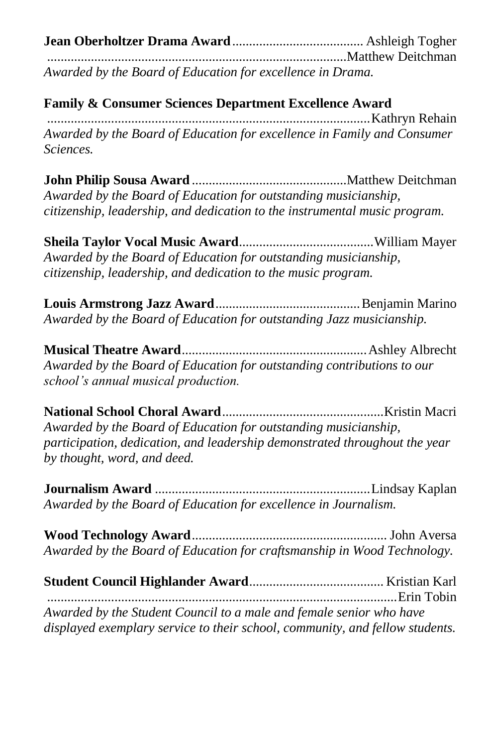**Jean Oberholtzer Drama Award** ....................................... Ashleigh Togher
........................................................................................Matthew Deitchman
*Awarded by the Board of Education for excellence in Drama.*

**Family & Consumer Sciences Department Excellence Award**
.................................................................................................Kathryn Rehain
*Awarded by the Board of Education for excellence in Family and Consumer Sciences.*

**John Philip Sousa Award** ..............................................Matthew Deitchman
*Awarded by the Board of Education for outstanding musicianship, citizenship, leadership, and dedication to the instrumental music program.*

**Sheila Taylor Vocal Music Award**........................................William Mayer
*Awarded by the Board of Education for outstanding musicianship, citizenship, leadership, and dedication to the music program.*

**Louis Armstrong Jazz Award**...........................................Benjamin Marino
*Awarded by the Board of Education for outstanding Jazz musicianship.*

**Musical Theatre Award**......................................................Ashley Albrecht
*Awarded by the Board of Education for outstanding contributions to our school's annual musical production.*

**National School Choral Award**................................................Kristin Macri
*Awarded by the Board of Education for outstanding musicianship, participation, dedication, and leadership demonstrated throughout the year by thought, word, and deed.*

**Journalism Award** ................................................................Lindsay Kaplan
*Awarded by the Board of Education for excellence in Journalism.*

**Wood Technology Award**.......................................................... John Aversa
*Awarded by the Board of Education for craftsmanship in Wood Technology.*

**Student Council Highlander Award**........................................ Kristian Karl
........................................................................................................Erin Tobin
*Awarded by the Student Council to a male and female senior who have displayed exemplary service to their school, community, and fellow students.*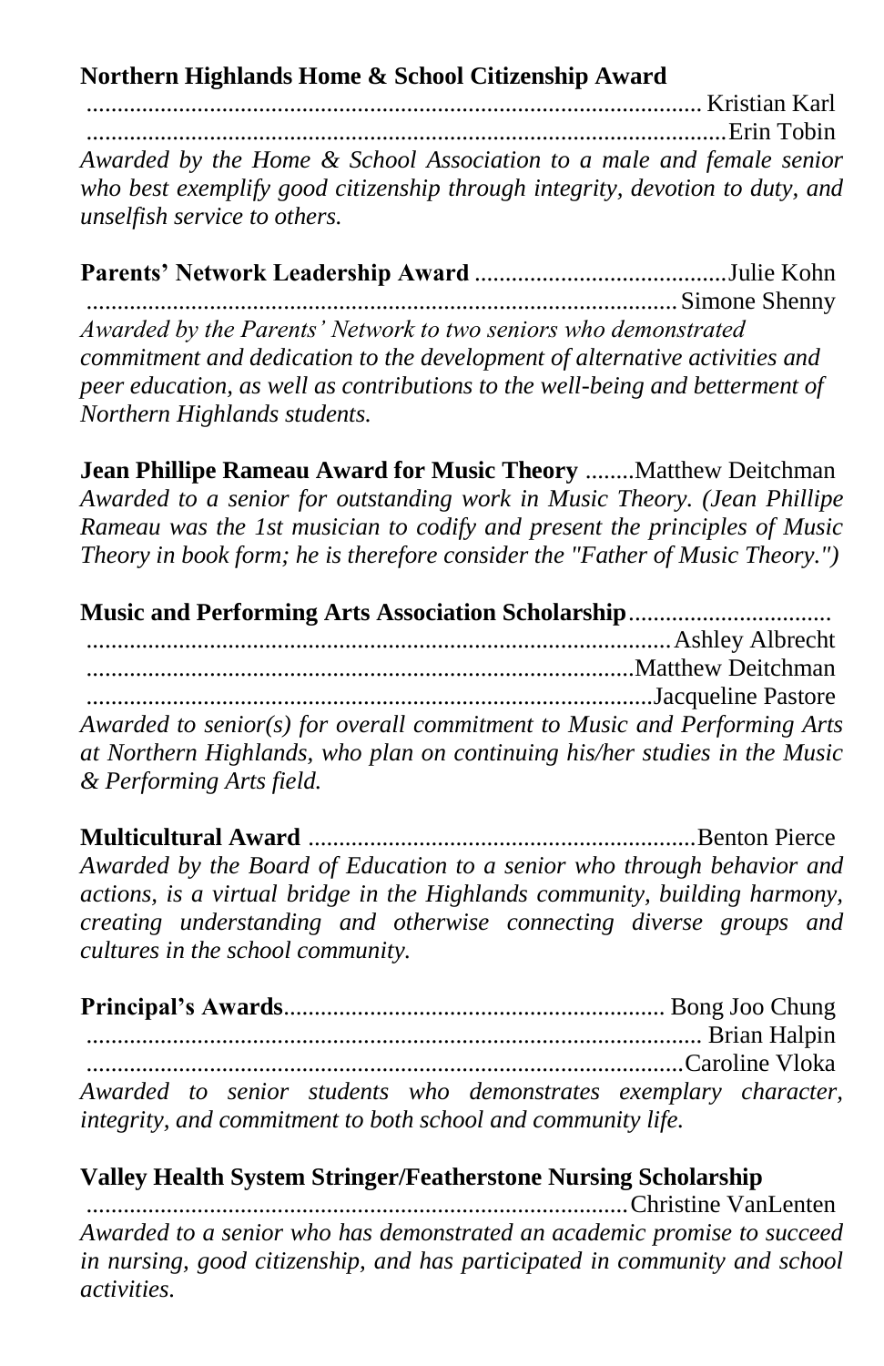**Northern Highlands Home & School Citizenship Award**

........................................................................................................ Kristian Karl
........................................................................................................Erin Tobin

*Awarded by the Home & School Association to a male and female senior who best exemplify good citizenship through integrity, devotion to duty, and unselfish service to others.*

**Parents' Network Leadership Award** .........................................Julie Kohn
........................................................................................................ Simone Shenny

*Awarded by the Parents' Network to two seniors who demonstrated commitment and dedication to the development of alternative activities and peer education, as well as contributions to the well-being and betterment of Northern Highlands students.*

**Jean Phillipe Rameau Award for Music Theory** ........Matthew Deitchman

*Awarded to a senior for outstanding work in Music Theory. (Jean Phillipe Rameau was the 1st musician to codify and present the principles of Music Theory in book form; he is therefore consider the "Father of Music Theory.")*

**Music and Performing Arts Association Scholarship**.................................
........................................................................................................ Ashley Albrecht
........................................................................................................Matthew Deitchman
........................................................................................................Jacqueline Pastore

*Awarded to senior(s) for overall commitment to Music and Performing Arts at Northern Highlands, who plan on continuing his/her studies in the Music & Performing Arts field.*

**Multicultural Award** ...............................................................Benton Pierce

*Awarded by the Board of Education to a senior who through behavior and actions, is a virtual bridge in the Highlands community, building harmony, creating understanding and otherwise connecting diverse groups and cultures in the school community.*

**Principal's Awards**............................................................. Bong Joo Chung
........................................................................................................ Brian Halpin
........................................................................................................Caroline Vloka

*Awarded to senior students who demonstrates exemplary character, integrity, and commitment to both school and community life.*

**Valley Health System Stringer/Featherstone Nursing Scholarship**
........................................................................................................Christine VanLenten

*Awarded to a senior who has demonstrated an academic promise to succeed in nursing, good citizenship, and has participated in community and school activities.*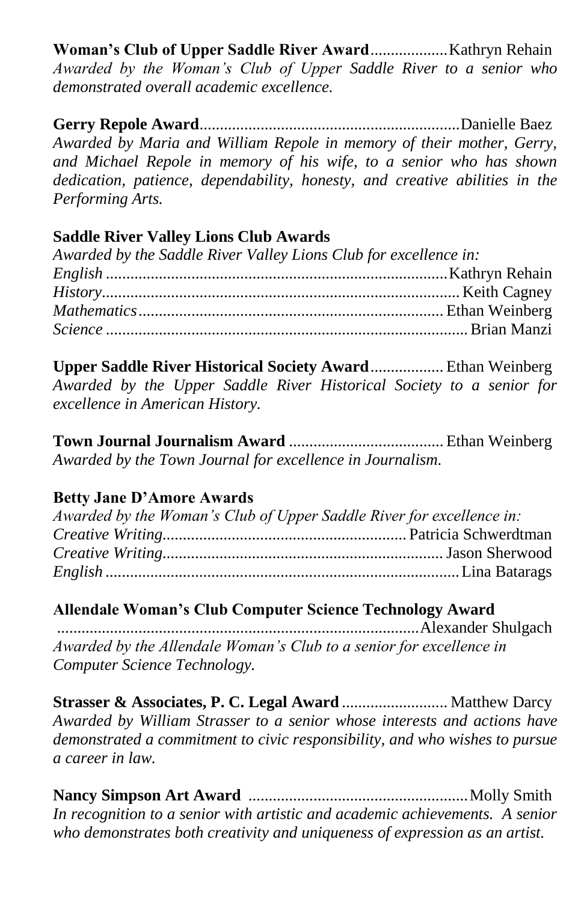**Woman's Club of Upper Saddle River Award**...................Kathryn Rehain
*Awarded by the Woman's Club of Upper Saddle River to a senior who demonstrated overall academic excellence.*

**Gerry Repole Award**...............................................................Danielle Baez
*Awarded by Maria and William Repole in memory of their mother, Gerry, and Michael Repole in memory of his wife, to a senior who has shown dedication, patience, dependability, honesty, and creative abilities in the Performing Arts.*

**Saddle River Valley Lions Club Awards**
*Awarded by the Saddle River Valley Lions Club for excellence in:*
*English* ....................................................................................Kathryn Rehain
*History*......................................................................................Keith Cagney
*Mathematics*............................................................................Ethan Weinberg
*Science* .......................................................................................Brian Manzi

**Upper Saddle River Historical Society Award**..................Ethan Weinberg
*Awarded by the Upper Saddle River Historical Society to a senior for excellence in American History.*

**Town Journal Journalism Award** ......................................Ethan Weinberg
*Awarded by the Town Journal for excellence in Journalism.*

**Betty Jane D'Amore Awards**
*Awarded by the Woman's Club of Upper Saddle River for excellence in:*
*Creative Writing*...........................................................Patricia Schwerdtman
*Creative Writing*.....................................................................Jason Sherwood
*English* ......................................................................................Lina Batarags

**Allendale Woman's Club Computer Science Technology Award**
........................................................................................Alexander Shulgach
*Awarded by the Allendale Woman's Club to a senior for excellence in Computer Science Technology.*

**Strasser & Associates, P. C. Legal Award** .......................... Matthew Darcy
*Awarded by William Strasser to a senior whose interests and actions have demonstrated a commitment to civic responsibility, and who wishes to pursue a career in law.*

**Nancy Simpson Art Award** .....................................................Molly Smith
*In recognition to a senior with artistic and academic achievements. A senior who demonstrates both creativity and uniqueness of expression as an artist.*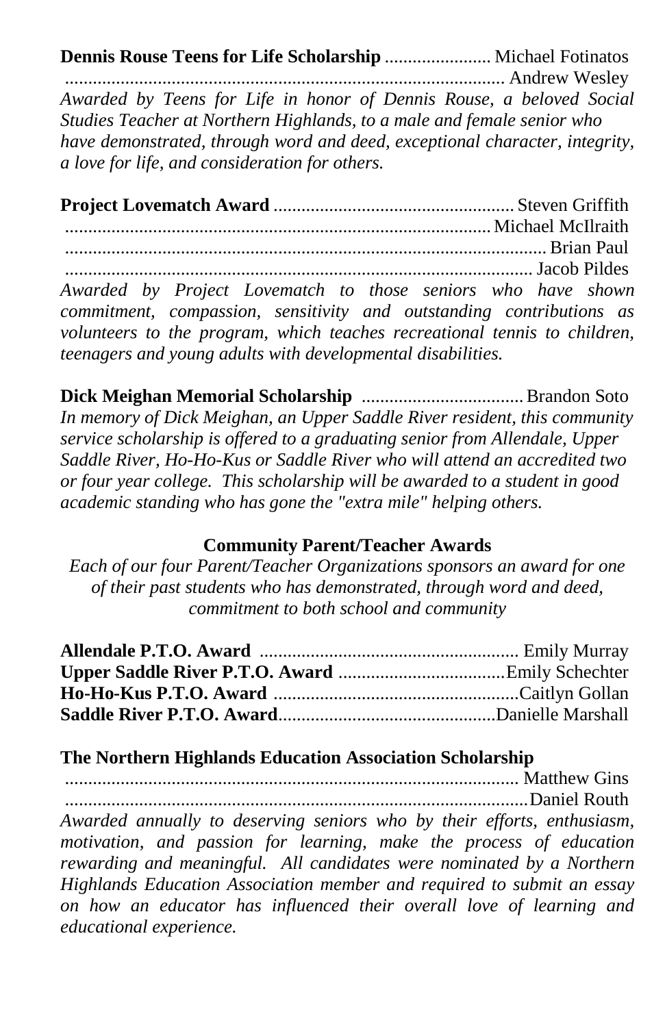**Dennis Rouse Teens for Life Scholarship** ....................... Michael Fotinatos
................................................................................................ Andrew Wesley
*Awarded by Teens for Life in honor of Dennis Rouse, a beloved Social Studies Teacher at Northern Highlands, to a male and female senior who have demonstrated, through word and deed, exceptional character, integrity, a love for life, and consideration for others.*

**Project Lovematch Award** .................................................... Steven Griffith
........................................................................................... Michael McIlraith
........................................................................................................ Brian Paul
.................................................................................................... Jacob Pildes
*Awarded by Project Lovematch to those seniors who have shown commitment, compassion, sensitivity and outstanding contributions as volunteers to the program, which teaches recreational tennis to children, teenagers and young adults with developmental disabilities.*

**Dick Meighan Memorial Scholarship** ................................... Brandon Soto
*In memory of Dick Meighan, an Upper Saddle River resident, this community service scholarship is offered to a graduating senior from Allendale, Upper Saddle River, Ho-Ho-Kus or Saddle River who will attend an accredited two or four year college. This scholarship will be awarded to a student in good academic standing who has gone the "extra mile" helping others.*

**Community Parent/Teacher Awards**

*Each of our four Parent/Teacher Organizations sponsors an award for one of their past students who has demonstrated, through word and deed, commitment to both school and community*

**Allendale P.T.O. Award** ........................................................ Emily Murray
**Upper Saddle River P.T.O. Award** ....................................Emily Schechter
**Ho-Ho-Kus P.T.O. Award** .....................................................Caitlyn Gollan
**Saddle River P.T.O. Award**...............................................Danielle Marshall

**The Northern Highlands Education Association Scholarship**
.................................................................................................. Matthew Gins
...................................................................................................Daniel Routh
*Awarded annually to deserving seniors who by their efforts, enthusiasm, motivation, and passion for learning, make the process of education rewarding and meaningful. All candidates were nominated by a Northern Highlands Education Association member and required to submit an essay on how an educator has influenced their overall love of learning and educational experience.*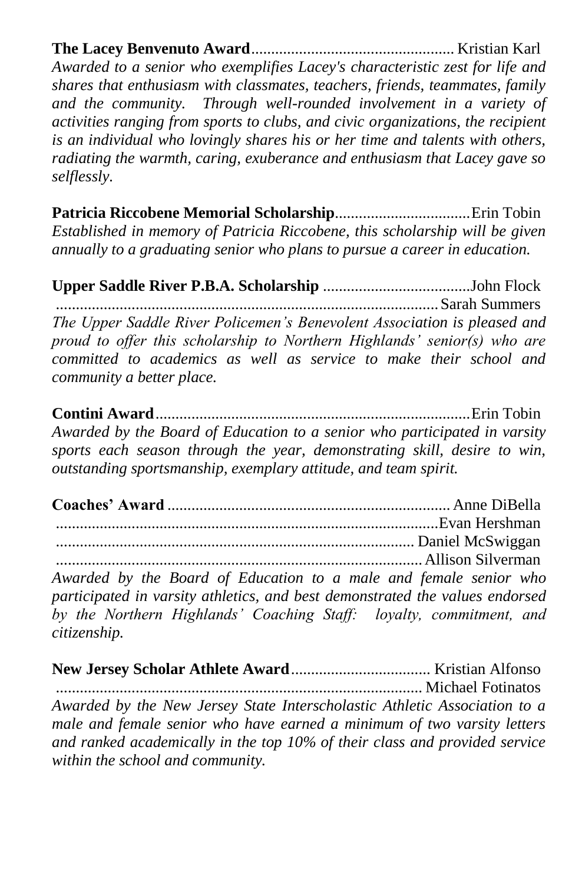**The Lacey Benvenuto Award**.................................................. Kristian Karl

*Awarded to a senior who exemplifies Lacey's characteristic zest for life and shares that enthusiasm with classmates, teachers, friends, teammates, family and the community. Through well-rounded involvement in a variety of activities ranging from sports to clubs, and civic organizations, the recipient is an individual who lovingly shares his or her time and talents with others, radiating the warmth, caring, exuberance and enthusiasm that Lacey gave so selflessly.*

**Patricia Riccobene Memorial Scholarship**.................................Erin Tobin

*Established in memory of Patricia Riccobene, this scholarship will be given annually to a graduating senior who plans to pursue a career in education.*

**Upper Saddle River P.B.A. Scholarship** ....................................John Flock
.............................................................................................Sarah Summers

*The Upper Saddle River Policemen's Benevolent Association is pleased and proud to offer this scholarship to Northern Highlands' senior(s) who are committed to academics as well as service to make their school and community a better place.*

**Contini Award**.............................................................................Erin Tobin

*Awarded by the Board of Education to a senior who participated in varsity sports each season through the year, demonstrating skill, desire to win, outstanding sportsmanship, exemplary attitude, and team spirit.*

**Coaches' Award** ...................................................................... Anne DiBella
.............................................................................................Evan Hershman
........................................................................................ Daniel McSwiggan
.......................................................................................... Allison Silverman

*Awarded by the Board of Education to a male and female senior who participated in varsity athletics, and best demonstrated the values endorsed by the Northern Highlands' Coaching Staff: loyalty, commitment, and citizenship.*

**New Jersey Scholar Athlete Award**.................................. Kristian Alfonso
.......................................................................................... Michael Fotinatos

*Awarded by the New Jersey State Interscholastic Athletic Association to a male and female senior who have earned a minimum of two varsity letters and ranked academically in the top 10% of their class and provided service within the school and community.*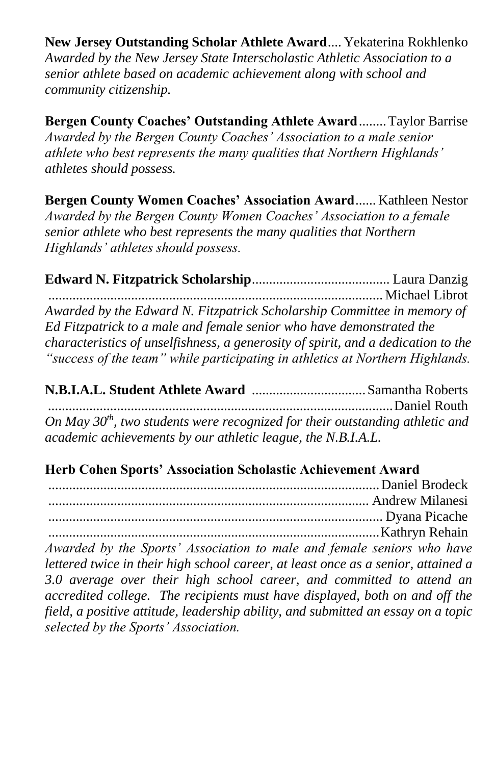**New Jersey Outstanding Scholar Athlete Award**.... Yekaterina Rokhlenko
*Awarded by the New Jersey State Interscholastic Athletic Association to a senior athlete based on academic achievement along with school and community citizenship.*

**Bergen County Coaches' Outstanding Athlete Award**........ Taylor Barrise
*Awarded by the Bergen County Coaches' Association to a male senior athlete who best represents the many qualities that Northern Highlands' athletes should possess.*

**Bergen County Women Coaches' Association Award**...... Kathleen Nestor
*Awarded by the Bergen County Women Coaches' Association to a female senior athlete who best represents the many qualities that Northern Highlands' athletes should possess.*

**Edward N. Fitzpatrick Scholarship**........................................ Laura Danzig
................................................................................................ Michael Librot
*Awarded by the Edward N. Fitzpatrick Scholarship Committee in memory of Ed Fitzpatrick to a male and female senior who have demonstrated the characteristics of unselfishness, a generosity of spirit, and a dedication to the "success of the team" while participating in athletics at Northern Highlands.*

**N.B.I.A.L. Student Athlete Award** ................................. Samantha Roberts
................................................................................................ Daniel Routh
*On May 30th, two students were recognized for their outstanding athletic and academic achievements by our athletic league, the N.B.I.A.L.*

**Herb Cohen Sports' Association Scholastic Achievement Award**
................................................................................................ Daniel Brodeck
................................................................................................ Andrew Milanesi
................................................................................................ Dyana Picache
................................................................................................ Kathryn Rehain
*Awarded by the Sports' Association to male and female seniors who have lettered twice in their high school career, at least once as a senior, attained a 3.0 average over their high school career, and committed to attend an accredited college. The recipients must have displayed, both on and off the field, a positive attitude, leadership ability, and submitted an essay on a topic selected by the Sports' Association.*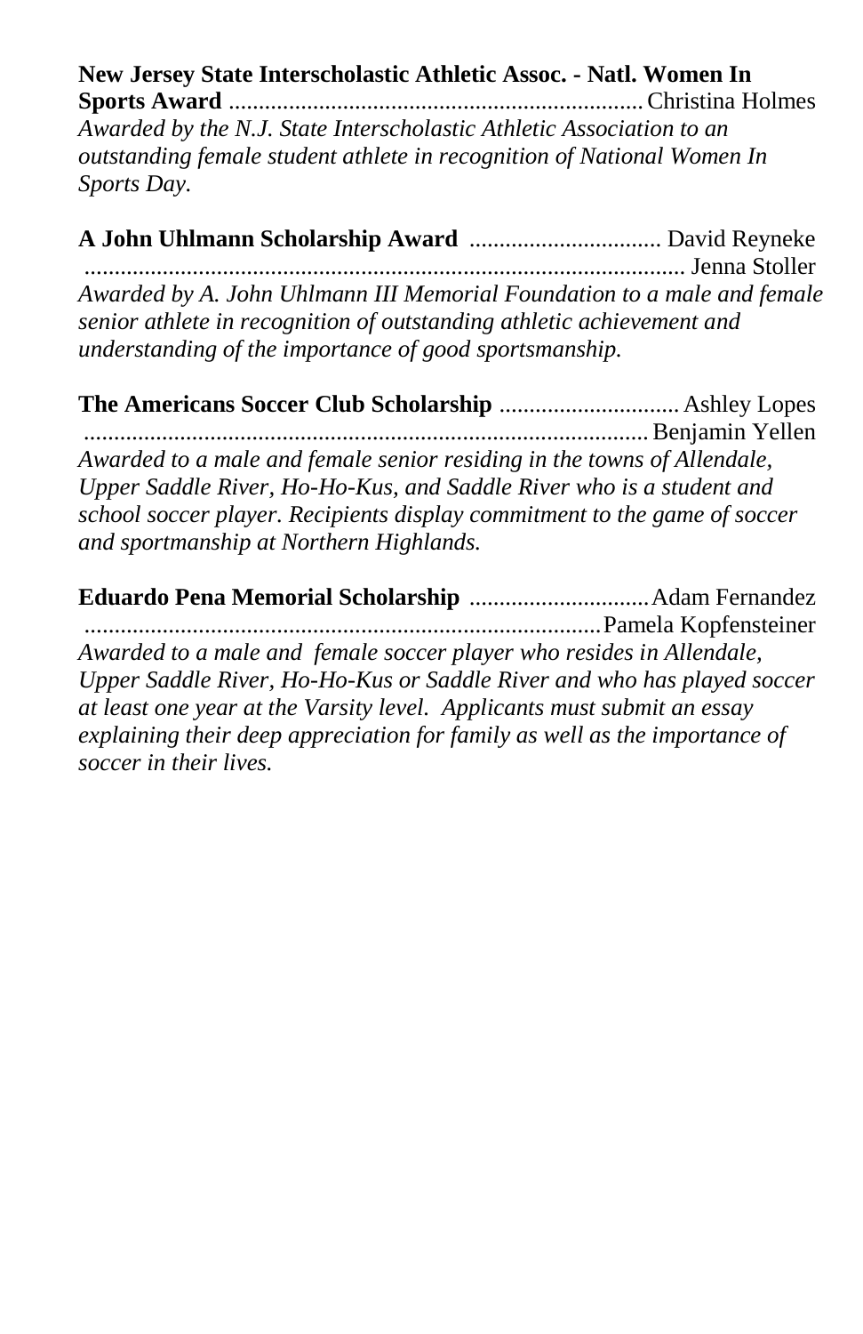**New Jersey State Interscholastic Athletic Assoc. - Natl. Women In Sports Award** .................................................................... Christina Holmes

*Awarded by the N.J. State Interscholastic Athletic Association to an outstanding female student athlete in recognition of National Women In Sports Day.*

**A John Uhlmann Scholarship Award** ................................ David Reyneke
................................................................................................ Jenna Stoller

*Awarded by A. John Uhlmann III Memorial Foundation to a male and female senior athlete in recognition of outstanding athletic achievement and understanding of the importance of good sportsmanship.*

**The Americans Soccer Club Scholarship** .............................. Ashley Lopes
............................................................................................ Benjamin Yellen

*Awarded to a male and female senior residing in the towns of Allendale, Upper Saddle River, Ho-Ho-Kus, and Saddle River who is a student and school soccer player. Recipients display commitment to the game of soccer and sportmanship at Northern Highlands.*

**Eduardo Pena Memorial Scholarship** ..............................Adam Fernandez
....................................................................................Pamela Kopfensteiner

*Awarded to a male and female soccer player who resides in Allendale, Upper Saddle River, Ho-Ho-Kus or Saddle River and who has played soccer at least one year at the Varsity level. Applicants must submit an essay explaining their deep appreciation for family as well as the importance of soccer in their lives.*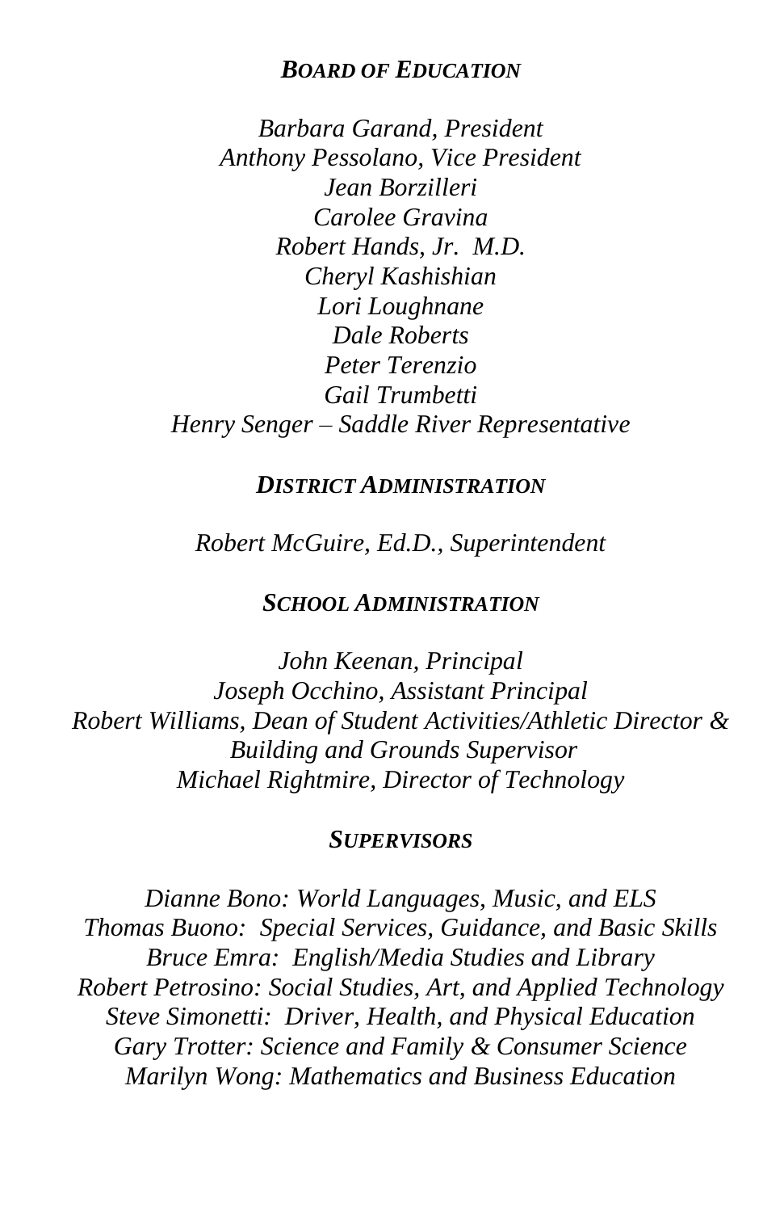## *BOARD OF EDUCATION*

*Barbara Garand, President*
*Anthony Pessolano, Vice President*
*Jean Borzilleri*
*Carolee Gravina*
*Robert Hands, Jr. M.D.*
*Cheryl Kashishian*
*Lori Loughnane*
*Dale Roberts*
*Peter Terenzio*
*Gail Trumbetti*
*Henry Senger – Saddle River Representative*

## *DISTRICT ADMINISTRATION*

*Robert McGuire, Ed.D., Superintendent*

## *SCHOOL ADMINISTRATION*

*John Keenan, Principal*
*Joseph Occhino, Assistant Principal*
*Robert Williams, Dean of Student Activities/Athletic Director & Building and Grounds Supervisor*
*Michael Rightmire, Director of Technology*

## *SUPERVISORS*

*Dianne Bono: World Languages, Music, and ELS*
*Thomas Buono: Special Services, Guidance, and Basic Skills*
*Bruce Emra: English/Media Studies and Library*
*Robert Petrosino: Social Studies, Art, and Applied Technology*
*Steve Simonetti: Driver, Health, and Physical Education*
*Gary Trotter: Science and Family & Consumer Science*
*Marilyn Wong: Mathematics and Business Education*